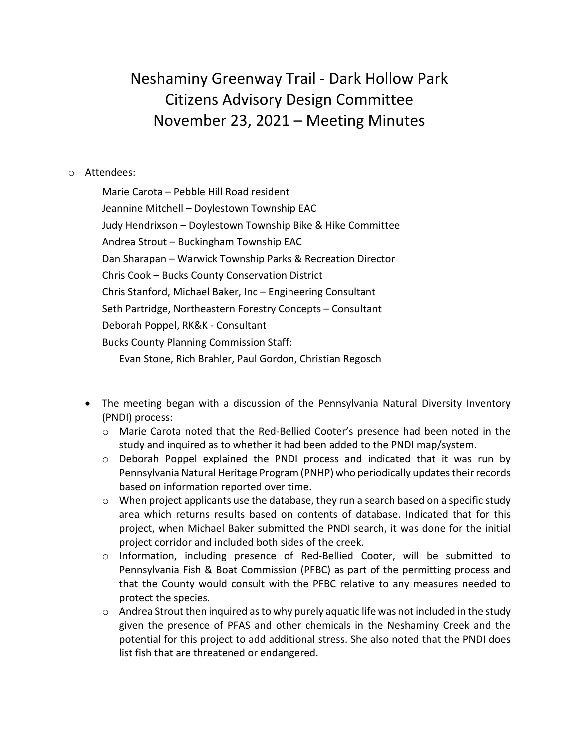# Neshaminy Greenway Trail - Dark Hollow Park
# Citizens Advisory Design Committee
# November 23, 2021 – Meeting Minutes

- Attendees:

  Marie Carota – Pebble Hill Road resident
  Jeannine Mitchell – Doylestown Township EAC
  Judy Hendrixson – Doylestown Township Bike & Hike Committee
  Andrea Strout – Buckingham Township EAC
  Dan Sharapan – Warwick Township Parks & Recreation Director
  Chris Cook – Bucks County Conservation District
  Chris Stanford, Michael Baker, Inc – Engineering Consultant
  Seth Partridge, Northeastern Forestry Concepts – Consultant
  Deborah Poppel, RK&K - Consultant
  Bucks County Planning Commission Staff:
  Evan Stone, Rich Brahler, Paul Gordon, Christian Regosch

- The meeting began with a discussion of the Pennsylvania Natural Diversity Inventory (PNDI) process:
  - Marie Carota noted that the Red-Bellied Cooter's presence had been noted in the study and inquired as to whether it had been added to the PNDI map/system.
  - Deborah Poppel explained the PNDI process and indicated that it was run by Pennsylvania Natural Heritage Program (PNHP) who periodically updates their records based on information reported over time.
  - When project applicants use the database, they run a search based on a specific study area which returns results based on contents of database. Indicated that for this project, when Michael Baker submitted the PNDI search, it was done for the initial project corridor and included both sides of the creek.
  - Information, including presence of Red-Bellied Cooter, will be submitted to Pennsylvania Fish & Boat Commission (PFBC) as part of the permitting process and that the County would consult with the PFBC relative to any measures needed to protect the species.
  - Andrea Strout then inquired as to why purely aquatic life was not included in the study given the presence of PFAS and other chemicals in the Neshaminy Creek and the potential for this project to add additional stress. She also noted that the PNDI does list fish that are threatened or endangered.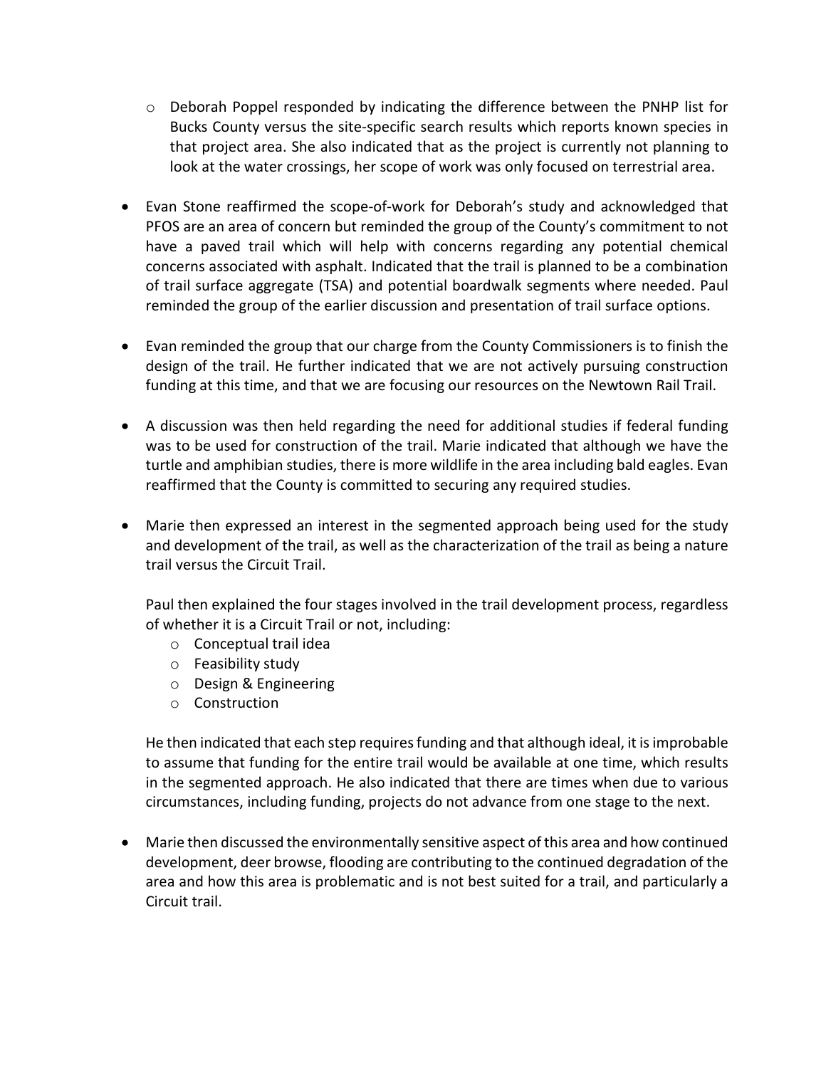- Deborah Poppel responded by indicating the difference between the PNHP list for Bucks County versus the site-specific search results which reports known species in that project area. She also indicated that as the project is currently not planning to look at the water crossings, her scope of work was only focused on terrestrial area.

- Evan Stone reaffirmed the scope-of-work for Deborah's study and acknowledged that PFOS are an area of concern but reminded the group of the County's commitment to not have a paved trail which will help with concerns regarding any potential chemical concerns associated with asphalt. Indicated that the trail is planned to be a combination of trail surface aggregate (TSA) and potential boardwalk segments where needed. Paul reminded the group of the earlier discussion and presentation of trail surface options.

- Evan reminded the group that our charge from the County Commissioners is to finish the design of the trail. He further indicated that we are not actively pursuing construction funding at this time, and that we are focusing our resources on the Newtown Rail Trail.

- A discussion was then held regarding the need for additional studies if federal funding was to be used for construction of the trail. Marie indicated that although we have the turtle and amphibian studies, there is more wildlife in the area including bald eagles. Evan reaffirmed that the County is committed to securing any required studies.

- Marie then expressed an interest in the segmented approach being used for the study and development of the trail, as well as the characterization of the trail as being a nature trail versus the Circuit Trail.

  Paul then explained the four stages involved in the trail development process, regardless of whether it is a Circuit Trail or not, including:
  - Conceptual trail idea
  - Feasibility study
  - Design & Engineering
  - Construction

  He then indicated that each step requires funding and that although ideal, it is improbable to assume that funding for the entire trail would be available at one time, which results in the segmented approach. He also indicated that there are times when due to various circumstances, including funding, projects do not advance from one stage to the next.

- Marie then discussed the environmentally sensitive aspect of this area and how continued development, deer browse, flooding are contributing to the continued degradation of the area and how this area is problematic and is not best suited for a trail, and particularly a Circuit trail.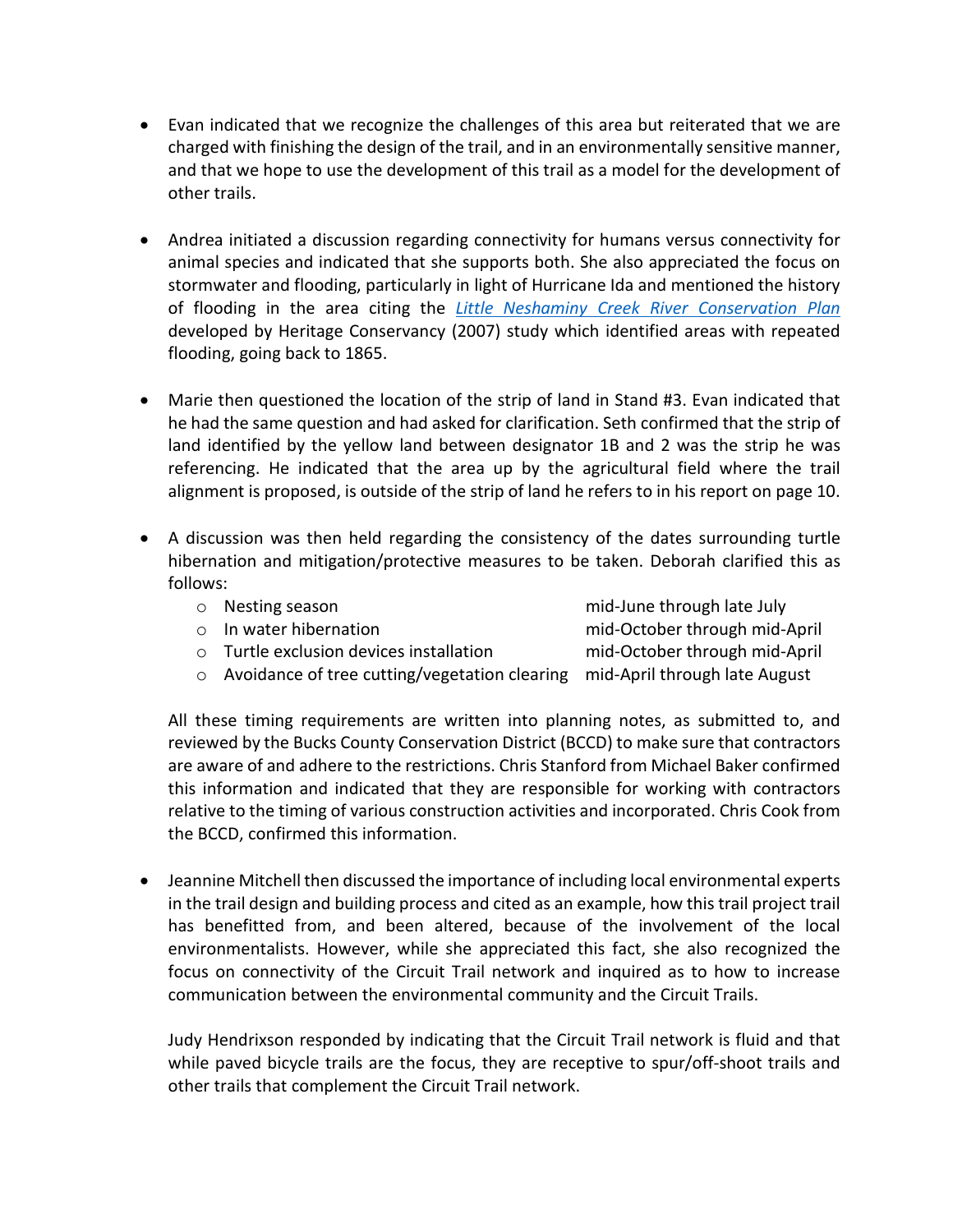- Evan indicated that we recognize the challenges of this area but reiterated that we are charged with finishing the design of the trail, and in an environmentally sensitive manner, and that we hope to use the development of this trail as a model for the development of other trails.

- Andrea initiated a discussion regarding connectivity for humans versus connectivity for animal species and indicated that she supports both. She also appreciated the focus on stormwater and flooding, particularly in light of Hurricane Ida and mentioned the history of flooding in the area citing the *Little Neshaminy Creek River Conservation Plan* developed by Heritage Conservancy (2007) study which identified areas with repeated flooding, going back to 1865.

- Marie then questioned the location of the strip of land in Stand #3. Evan indicated that he had the same question and had asked for clarification. Seth confirmed that the strip of land identified by the yellow land between designator 1B and 2 was the strip he was referencing. He indicated that the area up by the agricultural field where the trail alignment is proposed, is outside of the strip of land he refers to in his report on page 10.

- A discussion was then held regarding the consistency of the dates surrounding turtle hibernation and mitigation/protective measures to be taken. Deborah clarified this as follows:
  - Nesting season — mid-June through late July
  - In water hibernation — mid-October through mid-April
  - Turtle exclusion devices installation — mid-October through mid-April
  - Avoidance of tree cutting/vegetation clearing — mid-April through late August

  All these timing requirements are written into planning notes, as submitted to, and reviewed by the Bucks County Conservation District (BCCD) to make sure that contractors are aware of and adhere to the restrictions. Chris Stanford from Michael Baker confirmed this information and indicated that they are responsible for working with contractors relative to the timing of various construction activities and incorporated. Chris Cook from the BCCD, confirmed this information.

- Jeannine Mitchell then discussed the importance of including local environmental experts in the trail design and building process and cited as an example, how this trail project trail has benefitted from, and been altered, because of the involvement of the local environmentalists. However, while she appreciated this fact, she also recognized the focus on connectivity of the Circuit Trail network and inquired as to how to increase communication between the environmental community and the Circuit Trails.

  Judy Hendrixson responded by indicating that the Circuit Trail network is fluid and that while paved bicycle trails are the focus, they are receptive to spur/off-shoot trails and other trails that complement the Circuit Trail network.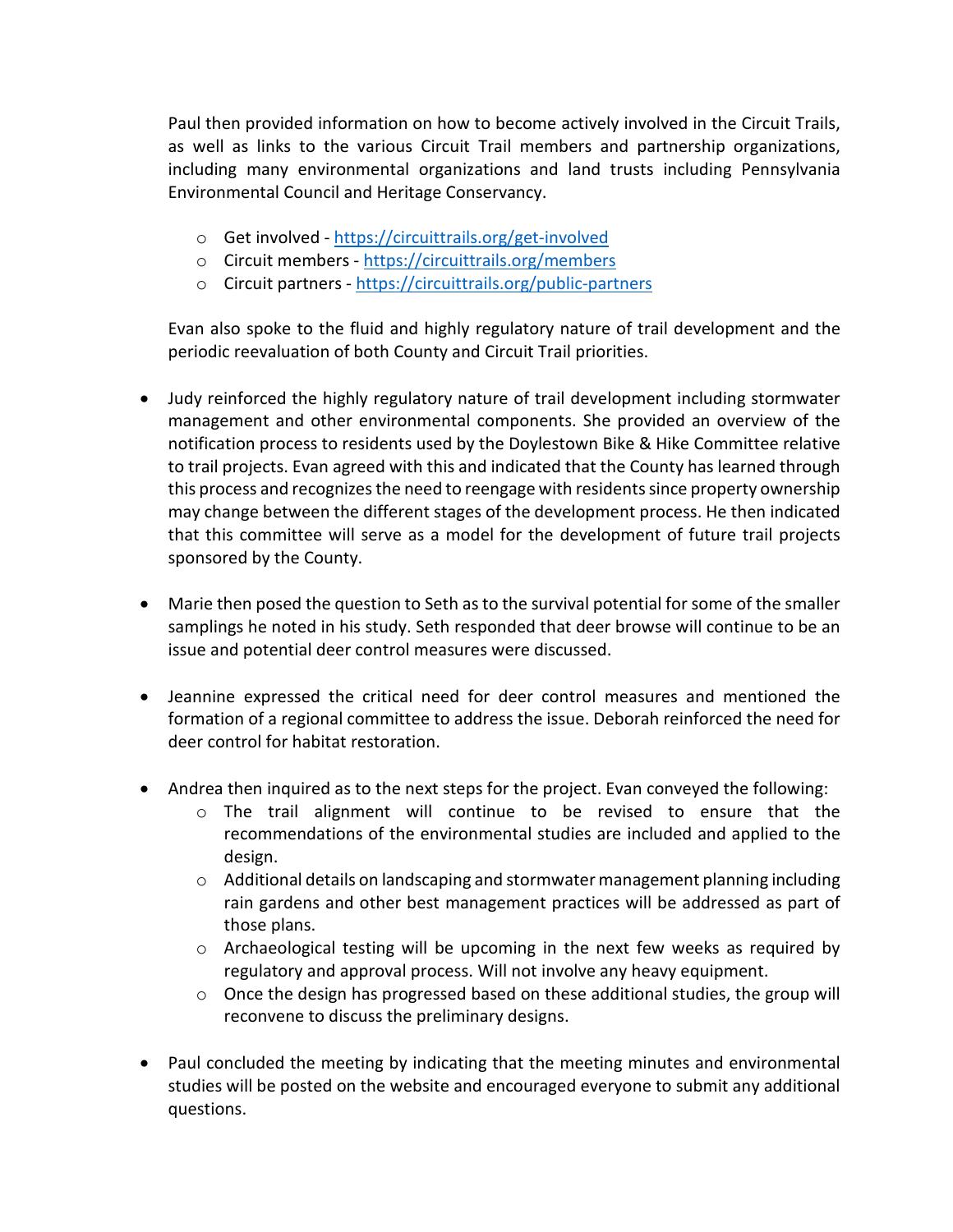Paul then provided information on how to become actively involved in the Circuit Trails, as well as links to the various Circuit Trail members and partnership organizations, including many environmental organizations and land trusts including Pennsylvania Environmental Council and Heritage Conservancy.

  - Get involved - https://circuittrails.org/get-involved
  - Circuit members - https://circuittrails.org/members
  - Circuit partners - https://circuittrails.org/public-partners

Evan also spoke to the fluid and highly regulatory nature of trail development and the periodic reevaluation of both County and Circuit Trail priorities.

- Judy reinforced the highly regulatory nature of trail development including stormwater management and other environmental components. She provided an overview of the notification process to residents used by the Doylestown Bike & Hike Committee relative to trail projects. Evan agreed with this and indicated that the County has learned through this process and recognizes the need to reengage with residents since property ownership may change between the different stages of the development process. He then indicated that this committee will serve as a model for the development of future trail projects sponsored by the County.

- Marie then posed the question to Seth as to the survival potential for some of the smaller samplings he noted in his study. Seth responded that deer browse will continue to be an issue and potential deer control measures were discussed.

- Jeannine expressed the critical need for deer control measures and mentioned the formation of a regional committee to address the issue. Deborah reinforced the need for deer control for habitat restoration.

- Andrea then inquired as to the next steps for the project. Evan conveyed the following:
  - The trail alignment will continue to be revised to ensure that the recommendations of the environmental studies are included and applied to the design.
  - Additional details on landscaping and stormwater management planning including rain gardens and other best management practices will be addressed as part of those plans.
  - Archaeological testing will be upcoming in the next few weeks as required by regulatory and approval process. Will not involve any heavy equipment.
  - Once the design has progressed based on these additional studies, the group will reconvene to discuss the preliminary designs.

- Paul concluded the meeting by indicating that the meeting minutes and environmental studies will be posted on the website and encouraged everyone to submit any additional questions.